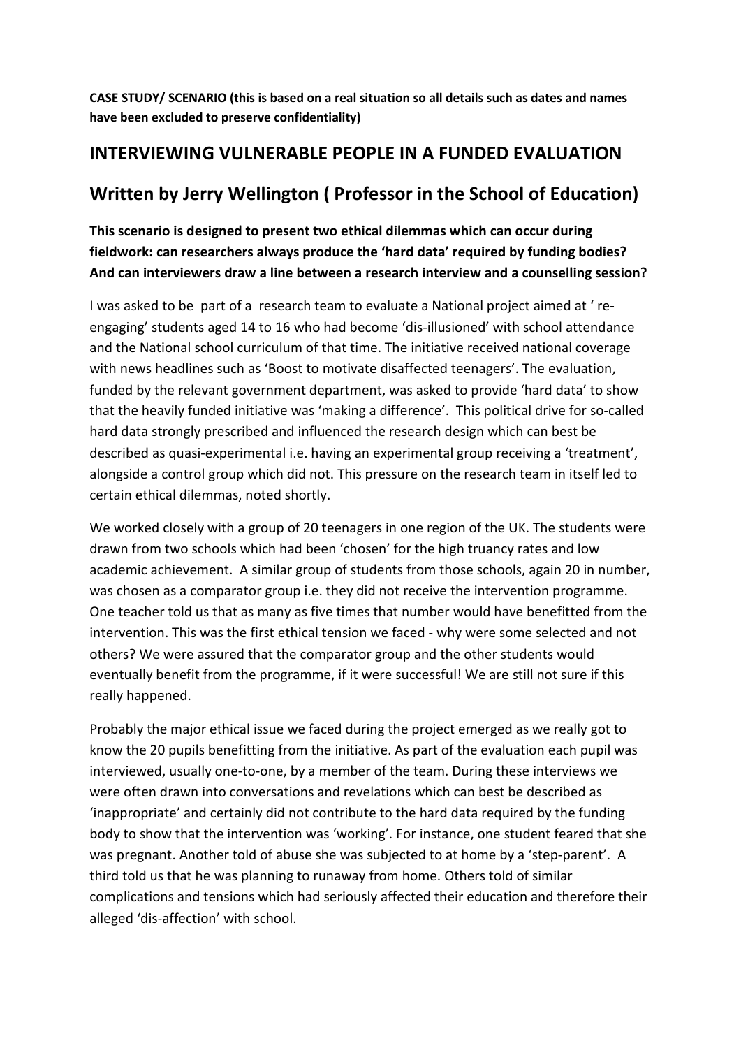**CASE STUDY/ SCENARIO (this is based on a real situation so all details such as dates and names have been excluded to preserve confidentiality)**

## INTERVIEWING VULNERABLE PEOPLE IN A FUNDED EVALUATION

## Written by Jerry Wellington ( Professor in the School of Education)

**This scenario is designed to present two ethical dilemmas which can occur during fieldwork: can researchers always produce the 'hard data' required by funding bodies? And can interviewers draw a line between a research interview and a counselling session?**

I was asked to be part of a research team to evaluate a National project aimed at ' re-engaging' students aged 14 to 16 who had become 'dis-illusioned' with school attendance and the National school curriculum of that time. The initiative received national coverage with news headlines such as 'Boost to motivate disaffected teenagers'. The evaluation, funded by the relevant government department, was asked to provide 'hard data' to show that the heavily funded initiative was 'making a difference'. This political drive for so-called hard data strongly prescribed and influenced the research design which can best be described as quasi-experimental i.e. having an experimental group receiving a 'treatment', alongside a control group which did not. This pressure on the research team in itself led to certain ethical dilemmas, noted shortly.

We worked closely with a group of 20 teenagers in one region of the UK. The students were drawn from two schools which had been 'chosen' for the high truancy rates and low academic achievement. A similar group of students from those schools, again 20 in number, was chosen as a comparator group i.e. they did not receive the intervention programme. One teacher told us that as many as five times that number would have benefitted from the intervention. This was the first ethical tension we faced - why were some selected and not others? We were assured that the comparator group and the other students would eventually benefit from the programme, if it were successful! We are still not sure if this really happened.

Probably the major ethical issue we faced during the project emerged as we really got to know the 20 pupils benefitting from the initiative. As part of the evaluation each pupil was interviewed, usually one-to-one, by a member of the team. During these interviews we were often drawn into conversations and revelations which can best be described as 'inappropriate' and certainly did not contribute to the hard data required by the funding body to show that the intervention was 'working'. For instance, one student feared that she was pregnant. Another told of abuse she was subjected to at home by a 'step-parent'. A third told us that he was planning to runaway from home. Others told of similar complications and tensions which had seriously affected their education and therefore their alleged 'dis-affection' with school.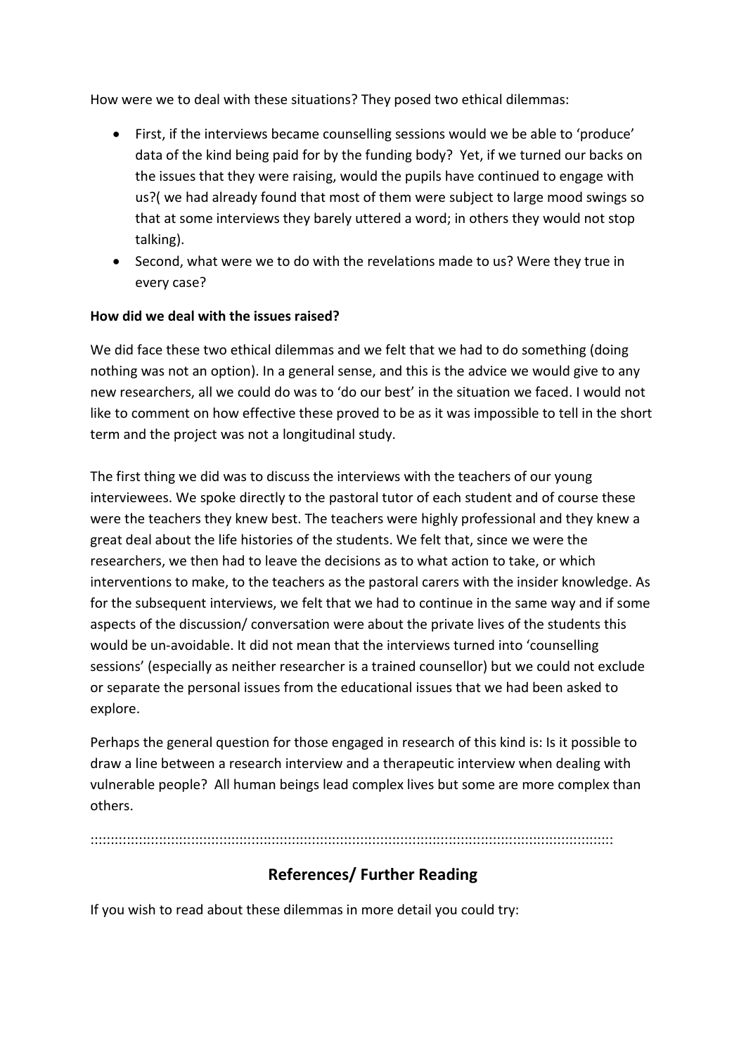How were we to deal with these situations? They posed two ethical dilemmas:

- First, if the interviews became counselling sessions would we be able to 'produce' data of the kind being paid for by the funding body? Yet, if we turned our backs on the issues that they were raising, would the pupils have continued to engage with us?( we had already found that most of them were subject to large mood swings so that at some interviews they barely uttered a word; in others they would not stop talking).
- Second, what were we to do with the revelations made to us? Were they true in every case?

**How did we deal with the issues raised?**

We did face these two ethical dilemmas and we felt that we had to do something (doing nothing was not an option). In a general sense, and this is the advice we would give to any new researchers, all we could do was to 'do our best' in the situation we faced. I would not like to comment on how effective these proved to be as it was impossible to tell in the short term and the project was not a longitudinal study.

The first thing we did was to discuss the interviews with the teachers of our young interviewees. We spoke directly to the pastoral tutor of each student and of course these were the teachers they knew best. The teachers were highly professional and they knew a great deal about the life histories of the students. We felt that, since we were the researchers, we then had to leave the decisions as to what action to take, or which interventions to make, to the teachers as the pastoral carers with the insider knowledge. As for the subsequent interviews, we felt that we had to continue in the same way and if some aspects of the discussion/ conversation were about the private lives of the students this would be un-avoidable. It did not mean that the interviews turned into 'counselling sessions' (especially as neither researcher is a trained counsellor) but we could not exclude or separate the personal issues from the educational issues that we had been asked to explore.

Perhaps the general question for those engaged in research of this kind is: Is it possible to draw a line between a research interview and a therapeutic interview when dealing with vulnerable people? All human beings lead complex lives but some are more complex than others.

::::::::::::::::::::::::::::::::::::::::::::::::::::::::::::::::::::::::::::::::::::::::::::::::::::::::::::::::::::::::::::::::::::

## References/ Further Reading

If you wish to read about these dilemmas in more detail you could try: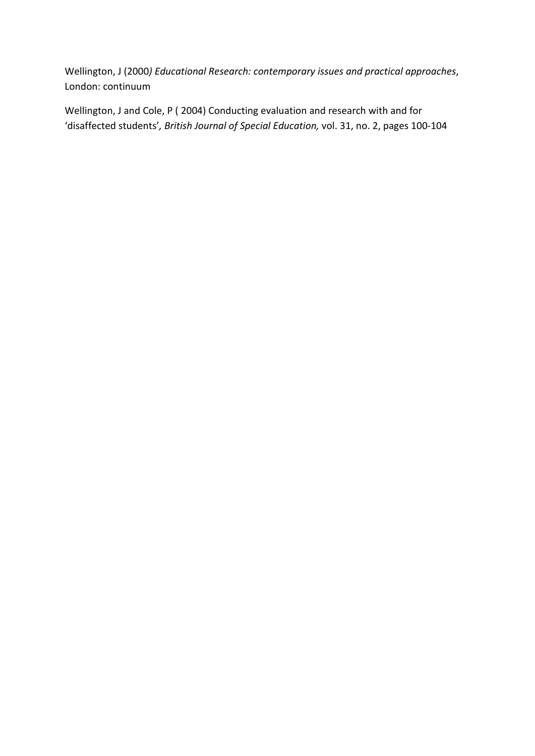Wellington, J (2000*) Educational Research: contemporary issues and practical approaches*, London: continuum

Wellington, J and Cole, P ( 2004) Conducting evaluation and research with and for 'disaffected students'*, British Journal of Special Education,* vol. 31, no. 2, pages 100-104